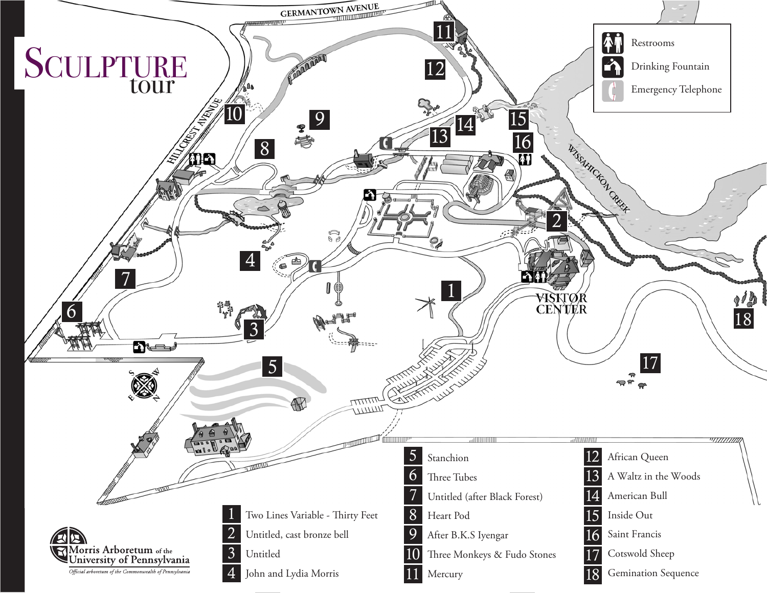# SCULPTURE tour

Restrooms

Drinking Fountain

Emergency Telephone

GERMANTOWN AVENUE

HILLCREST AVENUE

WISSAHICKON CREEK

VISITOR CENTER

1. Two Lines Variable - Thirty Feet
2. Untitled, cast bronze bell
3. Untitled
4. John and Lydia Morris
5. Stanchion
6. Three Tubes
7. Untitled (after Black Forest)
8. Heart Pod
9. After B.K.S Iyengar
10. Three Monkeys & Fudo Stones
11. Mercury
12. African Queen
13. A Waltz in the Woods
14. American Bull
15. Inside Out
16. Saint Francis
17. Cotswold Sheep
18. Gemination Sequence

Morris Arboretum of the University of Pennsylvania

*Official arboretum of the Commonwealth of Pennsylvania*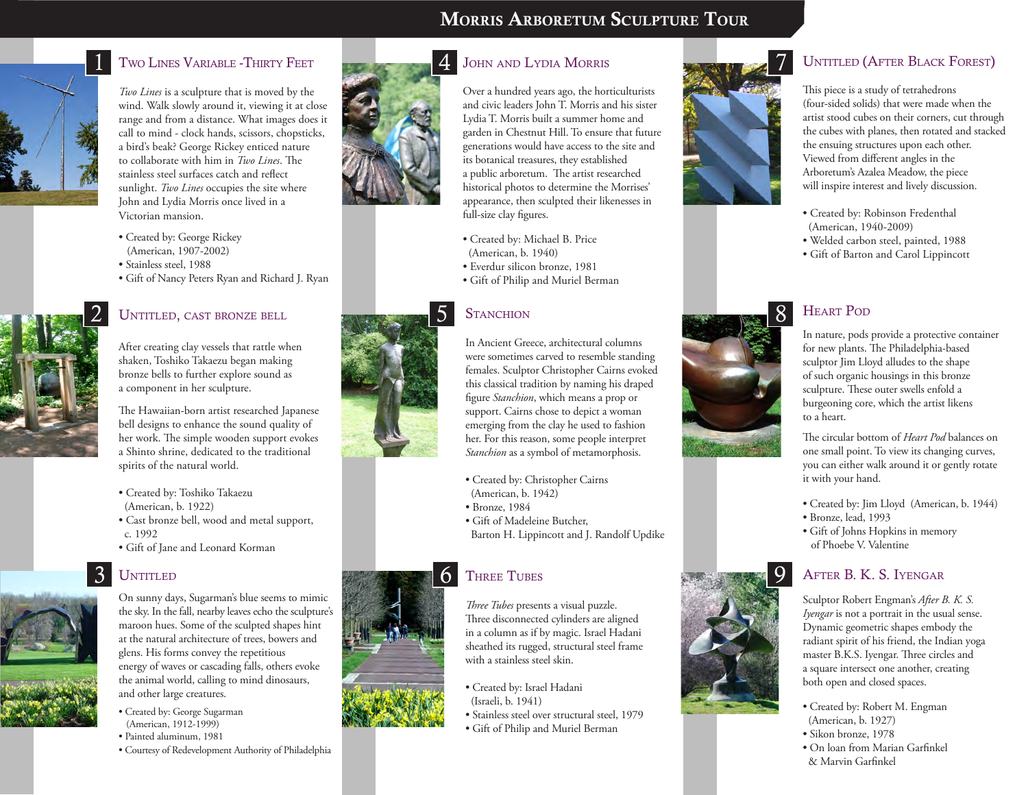# Morris Arboretum Sculpture Tour

## 1 Two Lines Variable - Thirty Feet

*Two Lines* is a sculpture that is moved by the wind. Walk slowly around it, viewing it at close range and from a distance. What images does it call to mind - clock hands, scissors, chopsticks, a bird's beak? George Rickey enticed nature to collaborate with him in *Two Lines*. The stainless steel surfaces catch and reflect sunlight. *Two Lines* occupies the site where John and Lydia Morris once lived in a Victorian mansion.

- Created by: George Rickey (American, 1907-2002)
- Stainless steel, 1988
- Gift of Nancy Peters Ryan and Richard J. Ryan

## 2 Untitled, cast bronze bell

After creating clay vessels that rattle when shaken, Toshiko Takaezu began making bronze bells to further explore sound as a component in her sculpture.

The Hawaiian-born artist researched Japanese bell designs to enhance the sound quality of her work. The simple wooden support evokes a Shinto shrine, dedicated to the traditional spirits of the natural world.

- Created by: Toshiko Takaezu (American, b. 1922)
- Cast bronze bell, wood and metal support, c. 1992
- Gift of Jane and Leonard Korman

## 3 Untitled

On sunny days, Sugarman's blue seems to mimic the sky. In the fall, nearby leaves echo the sculpture's maroon hues. Some of the sculpted shapes hint at the natural architecture of trees, bowers and glens. His forms convey the repetitious energy of waves or cascading falls, others evoke the animal world, calling to mind dinosaurs, and other large creatures.

- Created by: George Sugarman (American, 1912-1999)
- Painted aluminum, 1981
- Courtesy of Redevelopment Authority of Philadelphia

## 4 John and Lydia Morris

Over a hundred years ago, the horticulturists and civic leaders John T. Morris and his sister Lydia T. Morris built a summer home and garden in Chestnut Hill. To ensure that future generations would have access to the site and its botanical treasures, they established a public arboretum. The artist researched historical photos to determine the Morrises' appearance, then sculpted their likenesses in full-size clay figures.

- Created by: Michael B. Price (American, b. 1940)
- Everdur silicon bronze, 1981
- Gift of Philip and Muriel Berman

## 5 Stanchion

In Ancient Greece, architectural columns were sometimes carved to resemble standing females. Sculptor Christopher Cairns evoked this classical tradition by naming his draped figure *Stanchion*, which means a prop or support. Cairns chose to depict a woman emerging from the clay he used to fashion her. For this reason, some people interpret *Stanchion* as a symbol of metamorphosis.

- Created by: Christopher Cairns (American, b. 1942)
- Bronze, 1984
- Gift of Madeleine Butcher, Barton H. Lippincott and J. Randolf Updike

## 6 Three Tubes

*Three Tubes* presents a visual puzzle. Three disconnected cylinders are aligned in a column as if by magic. Israel Hadani sheathed its rugged, structural steel frame with a stainless steel skin.

- Created by: Israel Hadani (Israeli, b. 1941)
- Stainless steel over structural steel, 1979
- Gift of Philip and Muriel Berman

## 7 Untitled (After Black Forest)

This piece is a study of tetrahedrons (four-sided solids) that were made when the artist stood cubes on their corners, cut through the cubes with planes, then rotated and stacked the ensuing structures upon each other. Viewed from different angles in the Arboretum's Azalea Meadow, the piece will inspire interest and lively discussion.

- Created by: Robinson Fredenthal (American, 1940-2009)
- Welded carbon steel, painted, 1988
- Gift of Barton and Carol Lippincott

## 8 Heart Pod

In nature, pods provide a protective container for new plants. The Philadelphia-based sculptor Jim Lloyd alludes to the shape of such organic housings in this bronze sculpture. These outer swells enfold a burgeoning core, which the artist likens to a heart.

The circular bottom of *Heart Pod* balances on one small point. To view its changing curves, you can either walk around it or gently rotate it with your hand.

- Created by: Jim Lloyd (American, b. 1944)
- Bronze, lead, 1993
- Gift of Johns Hopkins in memory of Phoebe V. Valentine

## 9 After B. K. S. Iyengar

Sculptor Robert Engman's *After B. K. S. Iyengar* is not a portrait in the usual sense. Dynamic geometric shapes embody the radiant spirit of his friend, the Indian yoga master B.K.S. Iyengar. Three circles and a square intersect one another, creating both open and closed spaces.

- Created by: Robert M. Engman (American, b. 1927)
- Sikon bronze, 1978
- On loan from Marian Garfinkel & Marvin Garfinkel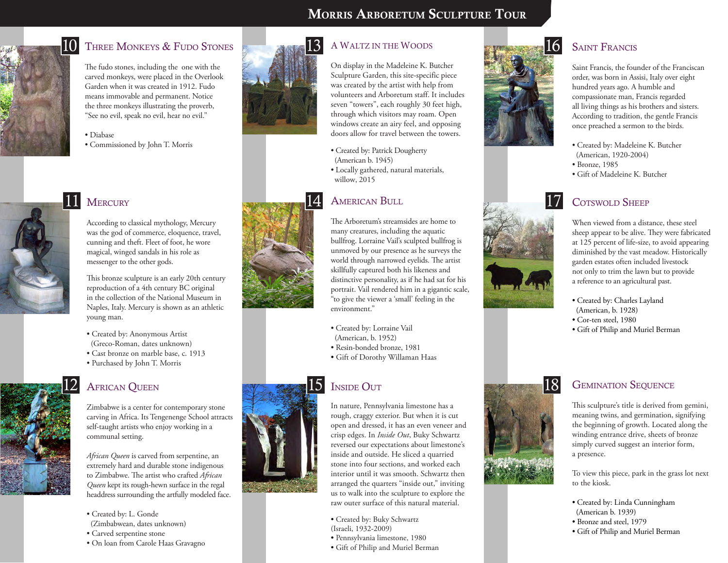# Morris Arboretum Sculpture Tour

## 10 Three Monkeys & Fudo Stones

The fudo stones, including the one with the carved monkeys, were placed in the Overlook Garden when it was created in 1912. Fudo means immovable and permanent. Notice the three monkeys illustrating the proverb, “See no evil, speak no evil, hear no evil.”

- Diabase
- Commissioned by John T. Morris

## 11 Mercury

According to classical mythology, Mercury was the god of commerce, eloquence, travel, cunning and theft. Fleet of foot, he wore magical, winged sandals in his role as messenger to the other gods.

This bronze sculpture is an early 20th century reproduction of a 4th century BC original in the collection of the National Museum in Naples, Italy. Mercury is shown as an athletic young man.

- Created by: Anonymous Artist (Greco-Roman, dates unknown)
- Cast bronze on marble base, c. 1913
- Purchased by John T. Morris

## 12 African Queen

Zimbabwe is a center for contemporary stone carving in Africa. Its Tengenenge School attracts self-taught artists who enjoy working in a communal setting.

*African Queen* is carved from serpentine, an extremely hard and durable stone indigenous to Zimbabwe. The artist who crafted *African Queen* kept its rough-hewn surface in the regal headdress surrounding the artfully modeled face.

- Created by: L. Gonde (Zimbabwean, dates unknown)
- Carved serpentine stone
- On loan from Carole Haas Gravagno

## 13 A Waltz in the Woods

On display in the Madeleine K. Butcher Sculpture Garden, this site-specific piece was created by the artist with help from volunteers and Arboretum staff. It includes seven “towers”, each roughly 30 feet high, through which visitors may roam. Open windows create an airy feel, and opposing doors allow for travel between the towers.

- Created by: Patrick Dougherty (American b. 1945)
- Locally gathered, natural materials, willow, 2015

## 14 American Bull

The Arboretum’s streamsides are home to many creatures, including the aquatic bullfrog. Lorraine Vail’s sculpted bullfrog is unmoved by our presence as he surveys the world through narrowed eyelids. The artist skillfully captured both his likeness and distinctive personality, as if he had sat for his portrait. Vail rendered him in a gigantic scale, “to give the viewer a ‘small’ feeling in the environment.”

- Created by: Lorraine Vail (American, b. 1952)
- Resin-bonded bronze, 1981
- Gift of Dorothy Willaman Haas

## 15 Inside Out

In nature, Pennsylvania limestone has a rough, craggy exterior. But when it is cut open and dressed, it has an even veneer and crisp edges. In *Inside Out*, Buky Schwartz reversed our expectations about limestone’s inside and outside. He sliced a quarried stone into four sections, and worked each interior until it was smooth. Schwartz then arranged the quarters “inside out,” inviting us to walk into the sculpture to explore the raw outer surface of this natural material.

- Created by: Buky Schwartz (Israeli, 1932-2009)
- Pennsylvania limestone, 1980
- Gift of Philip and Muriel Berman

## 16 Saint Francis

Saint Francis, the founder of the Franciscan order, was born in Assisi, Italy over eight hundred years ago. A humble and compassionate man, Francis regarded all living things as his brothers and sisters. According to tradition, the gentle Francis once preached a sermon to the birds.

- Created by: Madeleine K. Butcher (American, 1920-2004)
- Bronze, 1985
- Gift of Madeleine K. Butcher

## 17 Cotswold Sheep

When viewed from a distance, these steel sheep appear to be alive. They were fabricated at 125 percent of life-size, to avoid appearing diminished by the vast meadow. Historically garden estates often included livestock not only to trim the lawn but to provide a reference to an agricultural past.

- Created by: Charles Layland (American, b. 1928)
- Cor-ten steel, 1980
- Gift of Philip and Muriel Berman

## 18 Gemination Sequence

This sculpture’s title is derived from gemini, meaning twins, and germination, signifying the beginning of growth. Located along the winding entrance drive, sheets of bronze simply curved suggest an interior form, a presence.

To view this piece, park in the grass lot next to the kiosk.

- Created by: Linda Cunningham (American b. 1939)
- Bronze and steel, 1979
- Gift of Philip and Muriel Berman